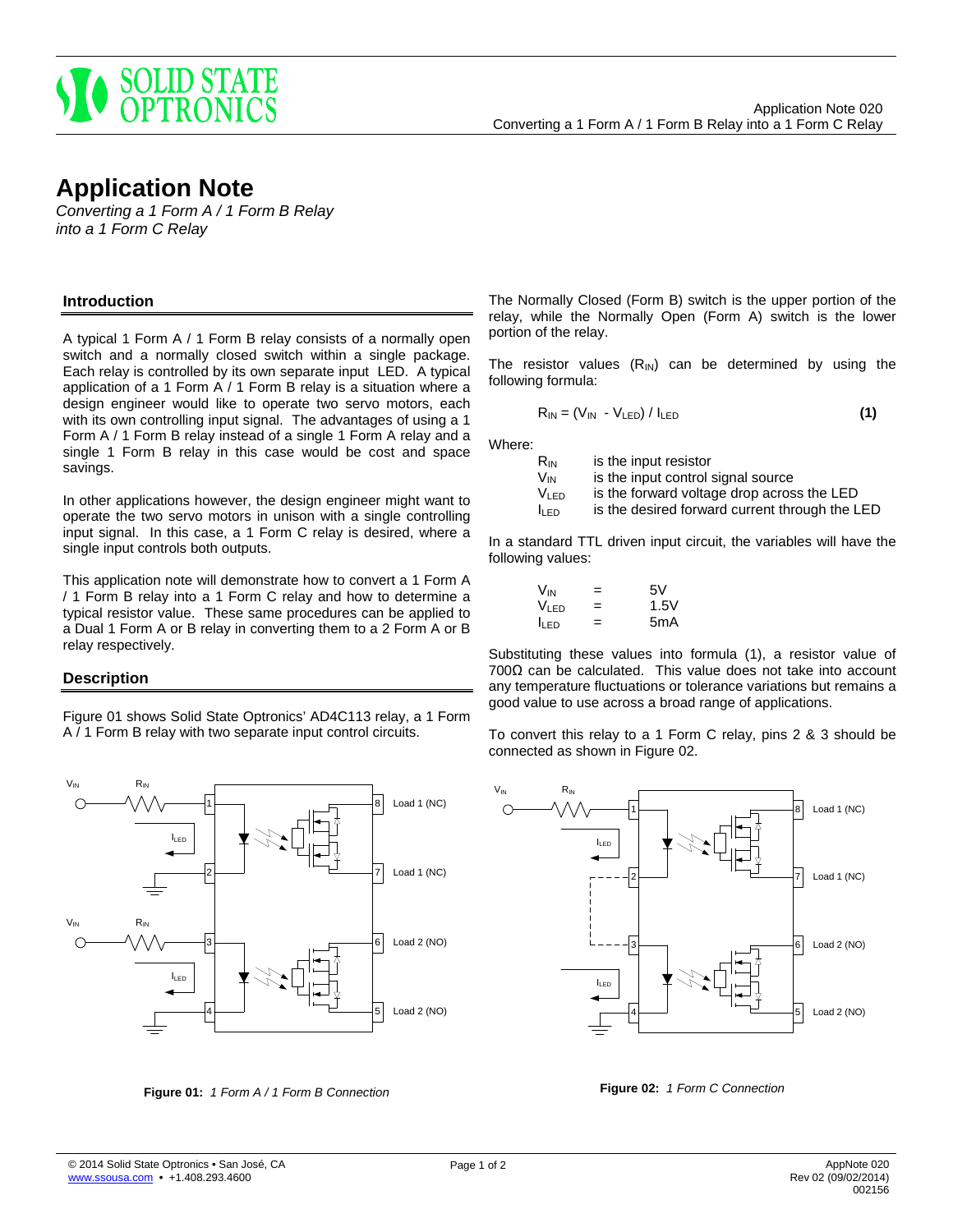# Application Note

*Converting a 1 Form A / 1 Form B Relay into a 1 Form C Relay*

## Introduction

A typical 1 Form A / 1 Form B relay consists of a normally open switch and a normally closed switch within a single package. Each relay is controlled by its own separate input LED. A typical application of a 1 Form A / 1 Form B relay is a situation where a design engineer would like to operate two servo motors, each with its own controlling input signal. The advantages of using a 1 Form A / 1 Form B relay instead of a single 1 Form A relay and a single 1 Form B relay in this case would be cost and space savings.

In other applications however, the design engineer might want to operate the two servo motors in unison with a single controlling input signal. In this case, a 1 Form C relay is desired, where a single input controls both outputs.

This application note will demonstrate how to convert a 1 Form A / 1 Form B relay into a 1 Form C relay and how to determine a typical resistor value. These same procedures can be applied to a Dual 1 Form A or B relay in converting them to a 2 Form A or B relay respectively.

## Description

Figure 01 shows Solid State Optronics' AD4C113 relay, a 1 Form A / 1 Form B relay with two separate input control circuits.

The Normally Closed (Form B) switch is the upper portion of the relay, while the Normally Open (Form A) switch is the lower portion of the relay.

The resistor values ($R_{IN}$) can be determined by using the following formula:

$$R_{IN} = (V_{IN} - V_{LED}) / I_{LED} \quad \textbf{(1)}$$

Where:

- $R_{IN}$ is the input resistor
- $V_{IN}$ is the input control signal source
- $V_{LED}$ is the forward voltage drop across the LED
- $I_{LED}$ is the desired forward current through the LED

In a standard TTL driven input circuit, the variables will have the following values:

$V_{IN}$ = 5V
$V_{LED}$ = 1.5V
$I_{LED}$ = 5mA

Substituting these values into formula (1), a resistor value of 700Ω can be calculated. This value does not take into account any temperature fluctuations or tolerance variations but remains a good value to use across a broad range of applications.

To convert this relay to a 1 Form C relay, pins 2 & 3 should be connected as shown in Figure 02.

**Figure 01:** *1 Form A / 1 Form B Connection*

**Figure 02:** *1 Form C Connection*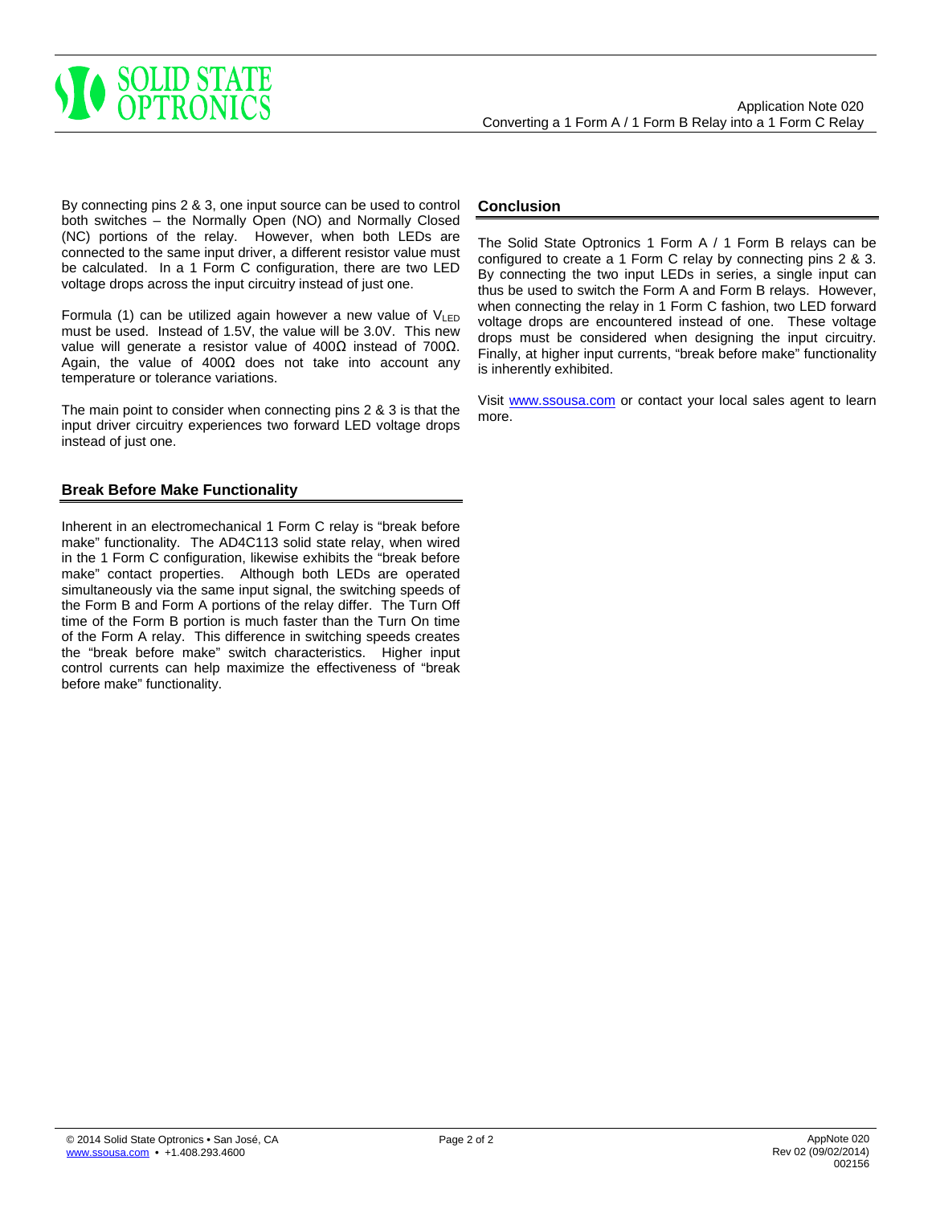By connecting pins 2 & 3, one input source can be used to control both switches – the Normally Open (NO) and Normally Closed (NC) portions of the relay. However, when both LEDs are connected to the same input driver, a different resistor value must be calculated. In a 1 Form C configuration, there are two LED voltage drops across the input circuitry instead of just one.

Formula (1) can be utilized again however a new value of $V_{LED}$ must be used. Instead of 1.5V, the value will be 3.0V. This new value will generate a resistor value of 400Ω instead of 700Ω. Again, the value of 400Ω does not take into account any temperature or tolerance variations.

The main point to consider when connecting pins 2 & 3 is that the input driver circuitry experiences two forward LED voltage drops instead of just one.

## Break Before Make Functionality

Inherent in an electromechanical 1 Form C relay is "break before make" functionality. The AD4C113 solid state relay, when wired in the 1 Form C configuration, likewise exhibits the "break before make" contact properties. Although both LEDs are operated simultaneously via the same input signal, the switching speeds of the Form B and Form A portions of the relay differ. The Turn Off time of the Form B portion is much faster than the Turn On time of the Form A relay. This difference in switching speeds creates the "break before make" switch characteristics. Higher input control currents can help maximize the effectiveness of "break before make" functionality.

## Conclusion

The Solid State Optronics 1 Form A / 1 Form B relays can be configured to create a 1 Form C relay by connecting pins 2 & 3. By connecting the two input LEDs in series, a single input can thus be used to switch the Form A and Form B relays. However, when connecting the relay in 1 Form C fashion, two LED forward voltage drops are encountered instead of one. These voltage drops must be considered when designing the input circuitry. Finally, at higher input currents, "break before make" functionality is inherently exhibited.

Visit www.ssousa.com or contact your local sales agent to learn more.